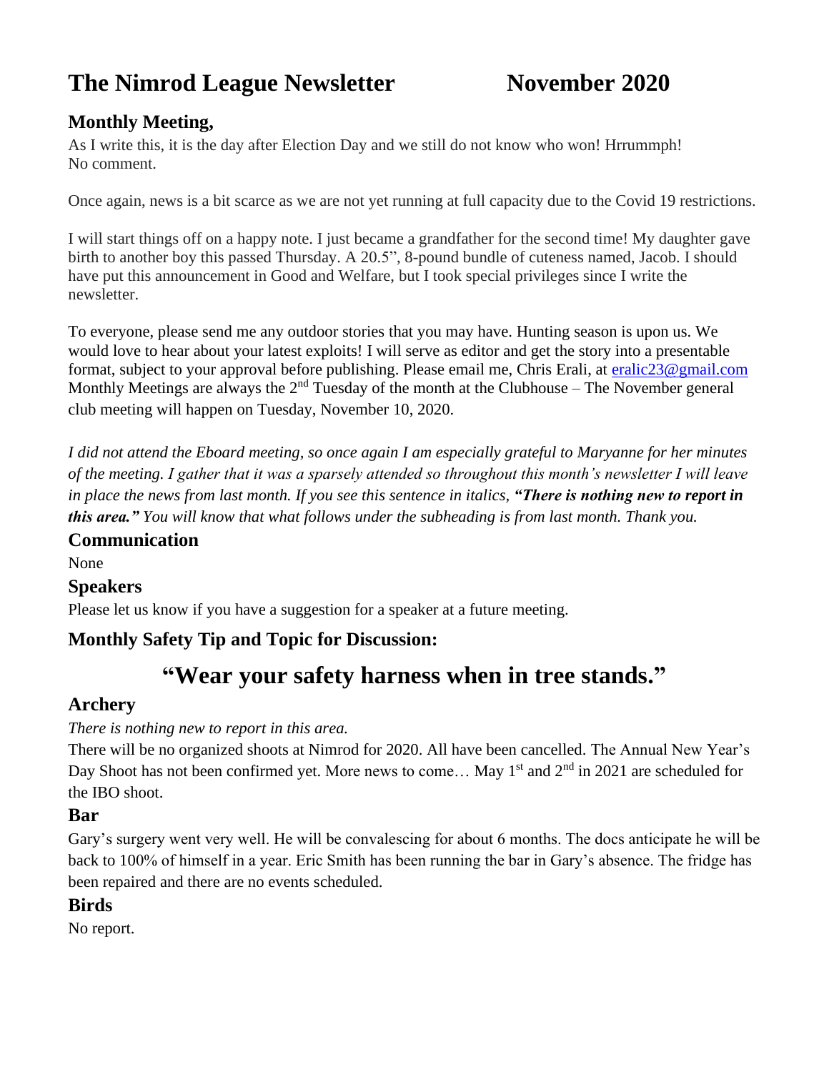# The Nimrod League Newsletter November 2020

## Monthly Meeting,

As I write this, it is the day after Election Day and we still do not know who won! Hrrummph! No comment.

Once again, news is a bit scarce as we are not yet running at full capacity due to the Covid 19 restrictions.

I will start things off on a happy note. I just became a grandfather for the second time! My daughter gave birth to another boy this passed Thursday. A 20.5", 8-pound bundle of cuteness named, Jacob. I should have put this announcement in Good and Welfare, but I took special privileges since I write the newsletter.

To everyone, please send me any outdoor stories that you may have. Hunting season is upon us. We would love to hear about your latest exploits! I will serve as editor and get the story into a presentable format, subject to your approval before publishing. Please email me, Chris Erali, at eralic23@gmail.com Monthly Meetings are always the 2nd Tuesday of the month at the Clubhouse – The November general club meeting will happen on Tuesday, November 10, 2020.

*I did not attend the Eboard meeting, so once again I am especially grateful to Maryanne for her minutes of the meeting. I gather that it was a sparsely attended so throughout this month's newsletter I will leave in place the news from last month. If you see this sentence in italics, **"There is nothing new to report in this area."** You will know that what follows under the subheading is from last month. Thank you.*

## Communication

None

## Speakers

Please let us know if you have a suggestion for a speaker at a future meeting.

## Monthly Safety Tip and Topic for Discussion:

# "Wear your safety harness when in tree stands."

## Archery

*There is nothing new to report in this area.*

There will be no organized shoots at Nimrod for 2020. All have been cancelled. The Annual New Year's Day Shoot has not been confirmed yet. More news to come… May 1st and 2nd in 2021 are scheduled for the IBO shoot.

## Bar

Gary's surgery went very well. He will be convalescing for about 6 months. The docs anticipate he will be back to 100% of himself in a year. Eric Smith has been running the bar in Gary's absence. The fridge has been repaired and there are no events scheduled.

## Birds

No report.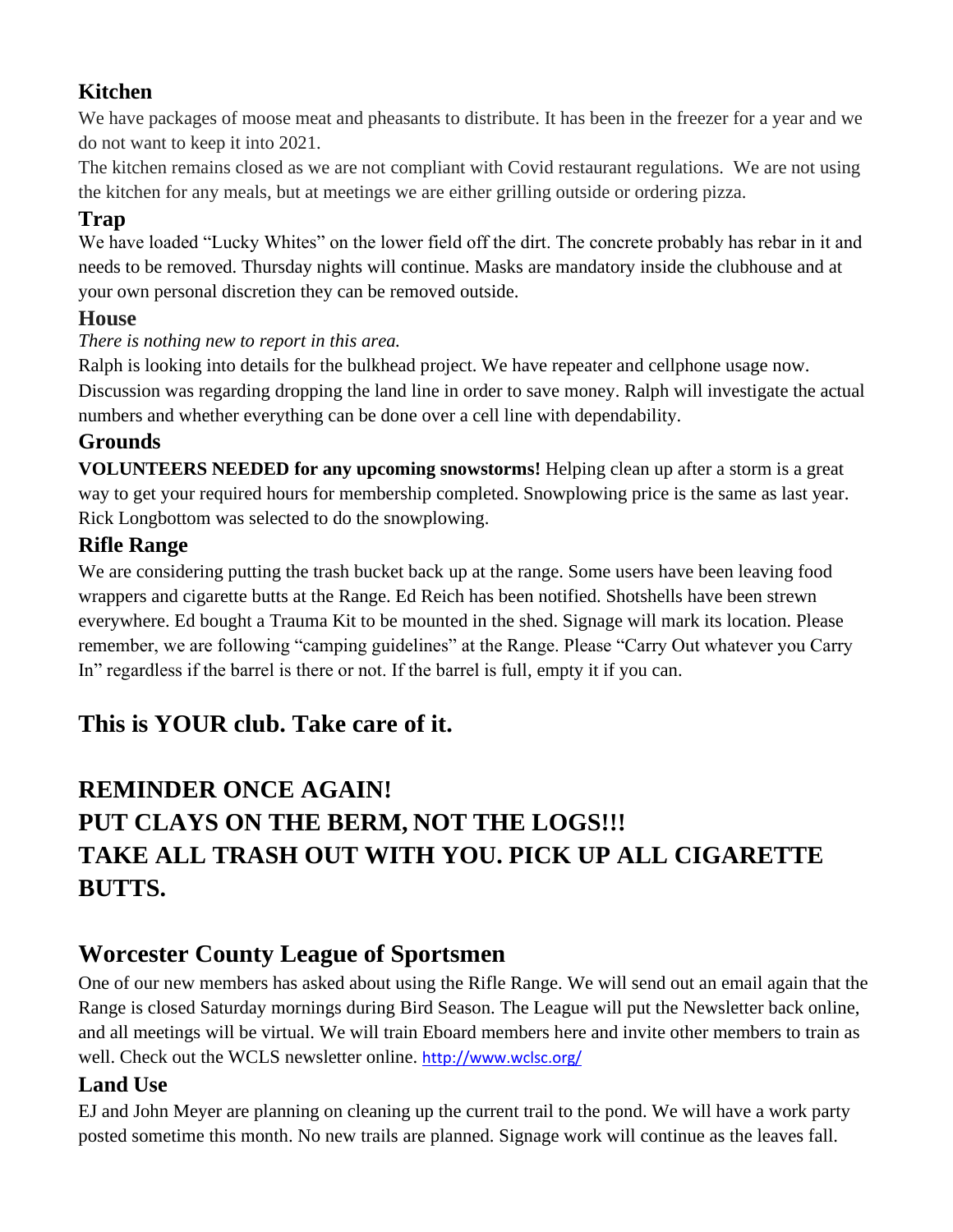### Kitchen

We have packages of moose meat and pheasants to distribute. It has been in the freezer for a year and we do not want to keep it into 2021.

The kitchen remains closed as we are not compliant with Covid restaurant regulations. We are not using the kitchen for any meals, but at meetings we are either grilling outside or ordering pizza.

### Trap

We have loaded "Lucky Whites" on the lower field off the dirt. The concrete probably has rebar in it and needs to be removed. Thursday nights will continue. Masks are mandatory inside the clubhouse and at your own personal discretion they can be removed outside.

### House

*There is nothing new to report in this area.*

Ralph is looking into details for the bulkhead project. We have repeater and cellphone usage now. Discussion was regarding dropping the land line in order to save money. Ralph will investigate the actual numbers and whether everything can be done over a cell line with dependability.

### Grounds

**VOLUNTEERS NEEDED for any upcoming snowstorms!** Helping clean up after a storm is a great way to get your required hours for membership completed. Snowplowing price is the same as last year. Rick Longbottom was selected to do the snowplowing.

### Rifle Range

We are considering putting the trash bucket back up at the range. Some users have been leaving food wrappers and cigarette butts at the Range. Ed Reich has been notified. Shotshells have been strewn everywhere. Ed bought a Trauma Kit to be mounted in the shed. Signage will mark its location. Please remember, we are following "camping guidelines" at the Range. Please "Carry Out whatever you Carry In" regardless if the barrel is there or not. If the barrel is full, empty it if you can.

## This is YOUR club. Take care of it.

## REMINDER ONCE AGAIN!
## PUT CLAYS ON THE BERM, NOT THE LOGS!!!
## TAKE ALL TRASH OUT WITH YOU. PICK UP ALL CIGARETTE BUTTS.

## Worcester County League of Sportsmen

One of our new members has asked about using the Rifle Range. We will send out an email again that the Range is closed Saturday mornings during Bird Season. The League will put the Newsletter back online, and all meetings will be virtual. We will train Eboard members here and invite other members to train as well. Check out the WCLS newsletter online. http://www.wclsc.org/

### Land Use

EJ and John Meyer are planning on cleaning up the current trail to the pond. We will have a work party posted sometime this month. No new trails are planned. Signage work will continue as the leaves fall.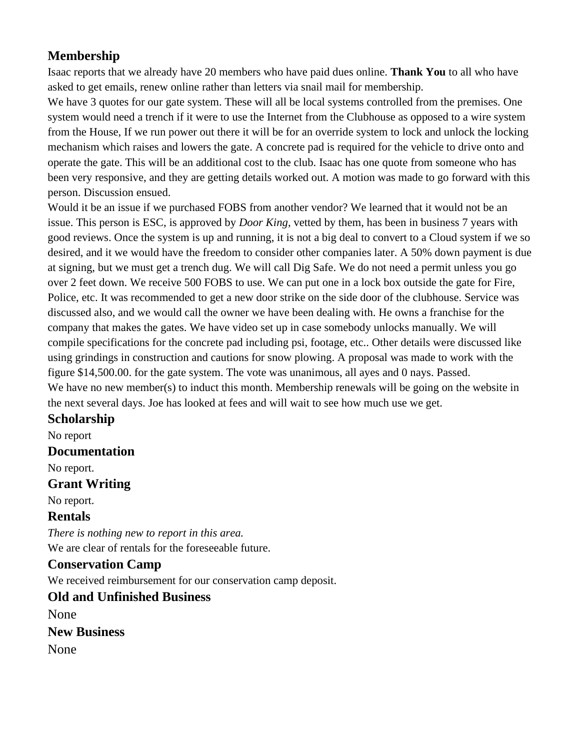## Membership

Isaac reports that we already have 20 members who have paid dues online. **Thank You** to all who have asked to get emails, renew online rather than letters via snail mail for membership.

We have 3 quotes for our gate system. These will all be local systems controlled from the premises. One system would need a trench if it were to use the Internet from the Clubhouse as opposed to a wire system from the House, If we run power out there it will be for an override system to lock and unlock the locking mechanism which raises and lowers the gate. A concrete pad is required for the vehicle to drive onto and operate the gate. This will be an additional cost to the club. Isaac has one quote from someone who has been very responsive, and they are getting details worked out. A motion was made to go forward with this person. Discussion ensued.

Would it be an issue if we purchased FOBS from another vendor? We learned that it would not be an issue. This person is ESC, is approved by *Door King*, vetted by them, has been in business 7 years with good reviews. Once the system is up and running, it is not a big deal to convert to a Cloud system if we so desired, and it we would have the freedom to consider other companies later. A 50% down payment is due at signing, but we must get a trench dug. We will call Dig Safe. We do not need a permit unless you go over 2 feet down. We receive 500 FOBS to use. We can put one in a lock box outside the gate for Fire, Police, etc. It was recommended to get a new door strike on the side door of the clubhouse. Service was discussed also, and we would call the owner we have been dealing with. He owns a franchise for the company that makes the gates. We have video set up in case somebody unlocks manually. We will compile specifications for the concrete pad including psi, footage, etc.. Other details were discussed like using grindings in construction and cautions for snow plowing. A proposal was made to work with the figure $14,500.00. for the gate system. The vote was unanimous, all ayes and 0 nays. Passed.

We have no new member(s) to induct this month. Membership renewals will be going on the website in the next several days. Joe has looked at fees and will wait to see how much use we get.

## Scholarship

No report

## Documentation

No report.

## Grant Writing

No report.

## Rentals

*There is nothing new to report in this area.*

We are clear of rentals for the foreseeable future.

## Conservation Camp

We received reimbursement for our conservation camp deposit.

## Old and Unfinished Business

None

## New Business

None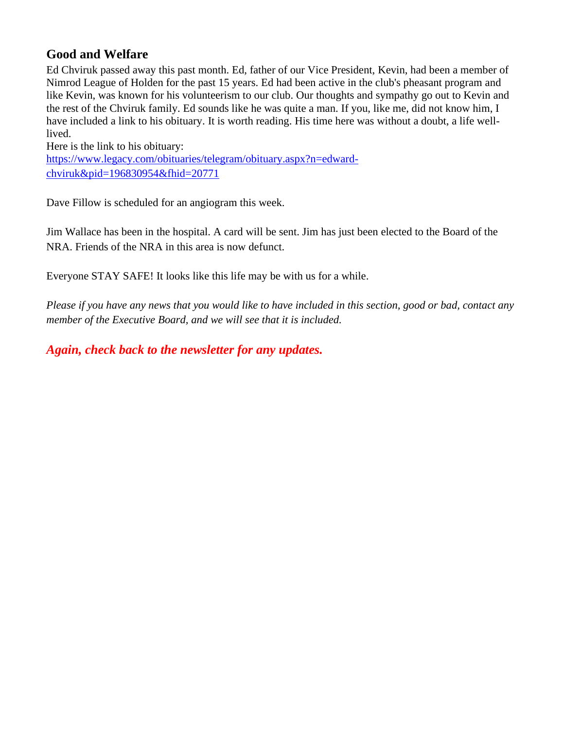## Good and Welfare

Ed Chviruk passed away this past month. Ed, father of our Vice President, Kevin, had been a member of Nimrod League of Holden for the past 15 years. Ed had been active in the club's pheasant program and like Kevin, was known for his volunteerism to our club. Our thoughts and sympathy go out to Kevin and the rest of the Chviruk family. Ed sounds like he was quite a man. If you, like me, did not know him, I have included a link to his obituary. It is worth reading. His time here was without a doubt, a life well-lived.

Here is the link to his obituary:
[https://www.legacy.com/obituaries/telegram/obituary.aspx?n=edward-chviruk&pid=196830954&fhid=20771](https://www.legacy.com/obituaries/telegram/obituary.aspx?n=edward-chviruk&pid=196830954&fhid=20771)

Dave Fillow is scheduled for an angiogram this week.

Jim Wallace has been in the hospital. A card will be sent. Jim has just been elected to the Board of the NRA. Friends of the NRA in this area is now defunct.

Everyone STAY SAFE! It looks like this life may be with us for a while.

*Please if you have any news that you would like to have included in this section, good or bad, contact any member of the Executive Board, and we will see that it is included.*

***Again, check back to the newsletter for any updates.***